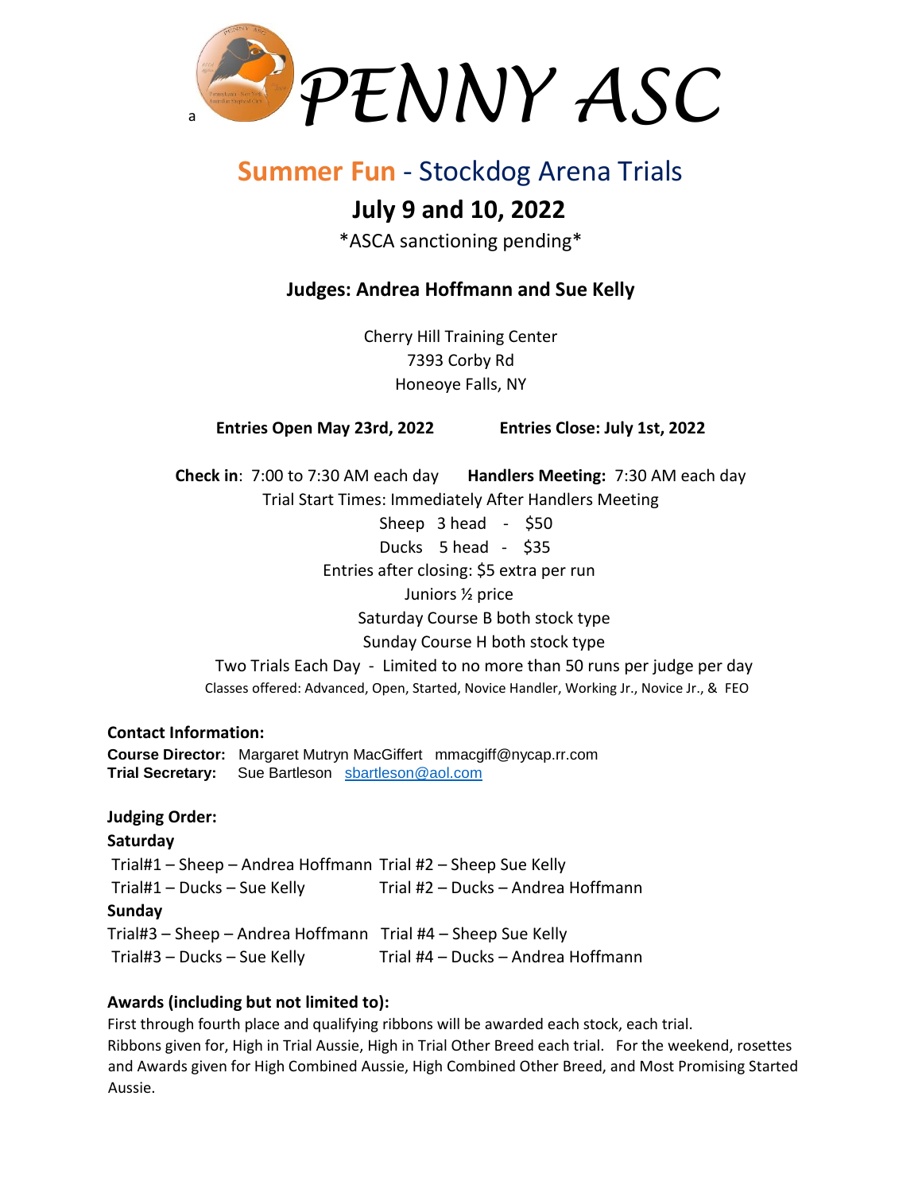a *PENNY ASC*

# Summer Fun - Stockdog Arena Trials

## July 9 and 10, 2022

*ASCA sanctioning pending*

### Judges: Andrea Hoffmann and Sue Kelly

Cherry Hill Training Center
7393 Corby Rd
Honeoye Falls, NY

**Entries Open May 23rd, 2022** **Entries Close: July 1st, 2022**

**Check in**: 7:00 to 7:30 AM each day **Handlers Meeting:** 7:30 AM each day
Trial Start Times: Immediately After Handlers Meeting
Sheep 3 head - $50
Ducks 5 head - $35
Entries after closing: $5 extra per run
Juniors ½ price
Saturday Course B both stock type
Sunday Course H both stock type
Two Trials Each Day - Limited to no more than 50 runs per judge per day
Classes offered: Advanced, Open, Started, Novice Handler, Working Jr., Novice Jr., & FEO

**Contact Information:**
**Course Director:** Margaret Mutryn MacGiffert mmacgiff@nycap.rr.com
**Trial Secretary:** Sue Bartleson sbartleson@aol.com

**Judging Order:**

**Saturday**
Trial#1 – Sheep – Andrea Hoffmann Trial #2 – Sheep Sue Kelly
Trial#1 – Ducks – Sue Kelly Trial #2 – Ducks – Andrea Hoffmann

**Sunday**
Trial#3 – Sheep – Andrea Hoffmann Trial #4 – Sheep Sue Kelly
Trial#3 – Ducks – Sue Kelly Trial #4 – Ducks – Andrea Hoffmann

**Awards (including but not limited to):**
First through fourth place and qualifying ribbons will be awarded each stock, each trial.
Ribbons given for, High in Trial Aussie, High in Trial Other Breed each trial. For the weekend, rosettes and Awards given for High Combined Aussie, High Combined Other Breed, and Most Promising Started Aussie.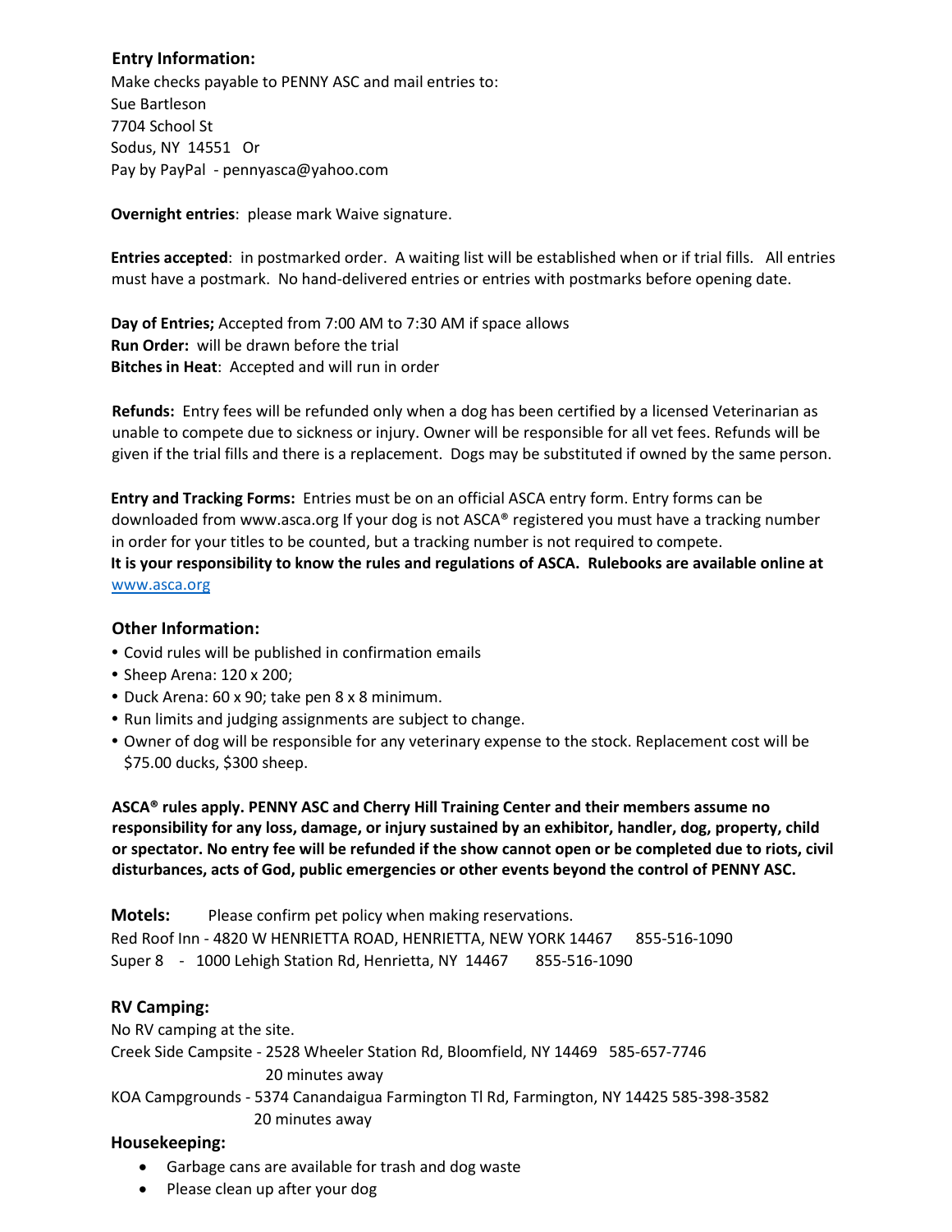## Entry Information:

Make checks payable to PENNY ASC and mail entries to:
Sue Bartleson
7704 School St
Sodus, NY 14551 Or
Pay by PayPal - pennyasca@yahoo.com

**Overnight entries**: please mark Waive signature.

**Entries accepted**: in postmarked order. A waiting list will be established when or if trial fills. All entries must have a postmark. No hand-delivered entries or entries with postmarks before opening date.

**Day of Entries;** Accepted from 7:00 AM to 7:30 AM if space allows
**Run Order:** will be drawn before the trial
**Bitches in Heat**: Accepted and will run in order

**Refunds:** Entry fees will be refunded only when a dog has been certified by a licensed Veterinarian as unable to compete due to sickness or injury. Owner will be responsible for all vet fees. Refunds will be given if the trial fills and there is a replacement. Dogs may be substituted if owned by the same person.

**Entry and Tracking Forms:** Entries must be on an official ASCA entry form. Entry forms can be downloaded from www.asca.org If your dog is not ASCA® registered you must have a tracking number in order for your titles to be counted, but a tracking number is not required to compete.
**It is your responsibility to know the rules and regulations of ASCA. Rulebooks are available online at** www.asca.org

## Other Information:

- Covid rules will be published in confirmation emails
- Sheep Arena: 120 x 200;
- Duck Arena: 60 x 90; take pen 8 x 8 minimum.
- Run limits and judging assignments are subject to change.
- Owner of dog will be responsible for any veterinary expense to the stock. Replacement cost will be $75.00 ducks, $300 sheep.

**ASCA® rules apply. PENNY ASC and Cherry Hill Training Center and their members assume no responsibility for any loss, damage, or injury sustained by an exhibitor, handler, dog, property, child or spectator. No entry fee will be refunded if the show cannot open or be completed due to riots, civil disturbances, acts of God, public emergencies or other events beyond the control of PENNY ASC.**

**Motels:** Please confirm pet policy when making reservations.
Red Roof Inn - 4820 W HENRIETTA ROAD, HENRIETTA, NEW YORK 14467 855-516-1090
Super 8 - 1000 Lehigh Station Rd, Henrietta, NY 14467 855-516-1090

## RV Camping:

No RV camping at the site.
Creek Side Campsite - 2528 Wheeler Station Rd, Bloomfield, NY 14469 585-657-7746
20 minutes away
KOA Campgrounds - 5374 Canandaigua Farmington Tl Rd, Farmington, NY 14425 585-398-3582
20 minutes away

## Housekeeping:

- Garbage cans are available for trash and dog waste
- Please clean up after your dog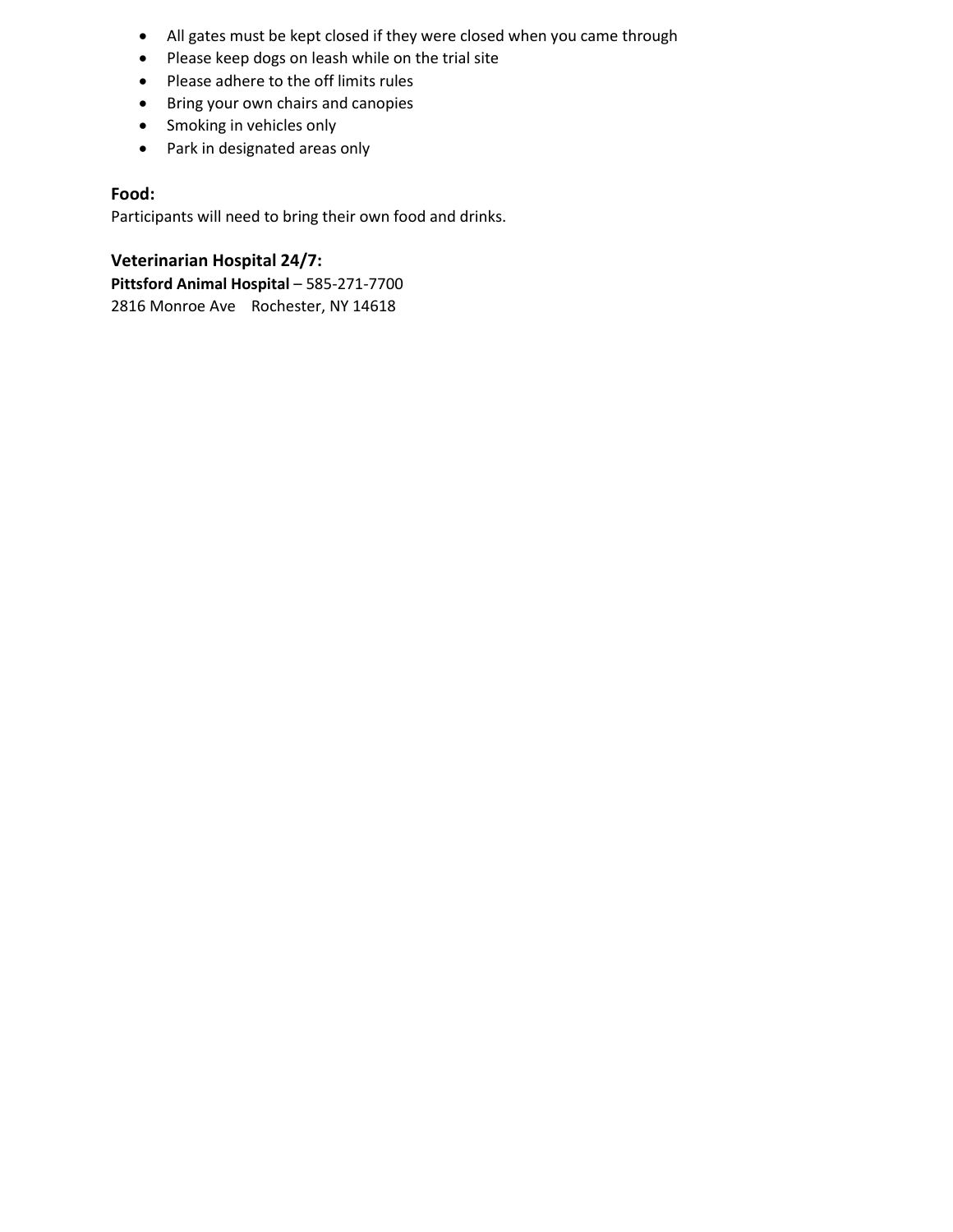- All gates must be kept closed if they were closed when you came through
- Please keep dogs on leash while on the trial site
- Please adhere to the off limits rules
- Bring your own chairs and canopies
- Smoking in vehicles only
- Park in designated areas only

### Food:

Participants will need to bring their own food and drinks.

### Veterinarian Hospital 24/7:

**Pittsford Animal Hospital** – 585-271-7700
2816 Monroe Ave    Rochester, NY 14618